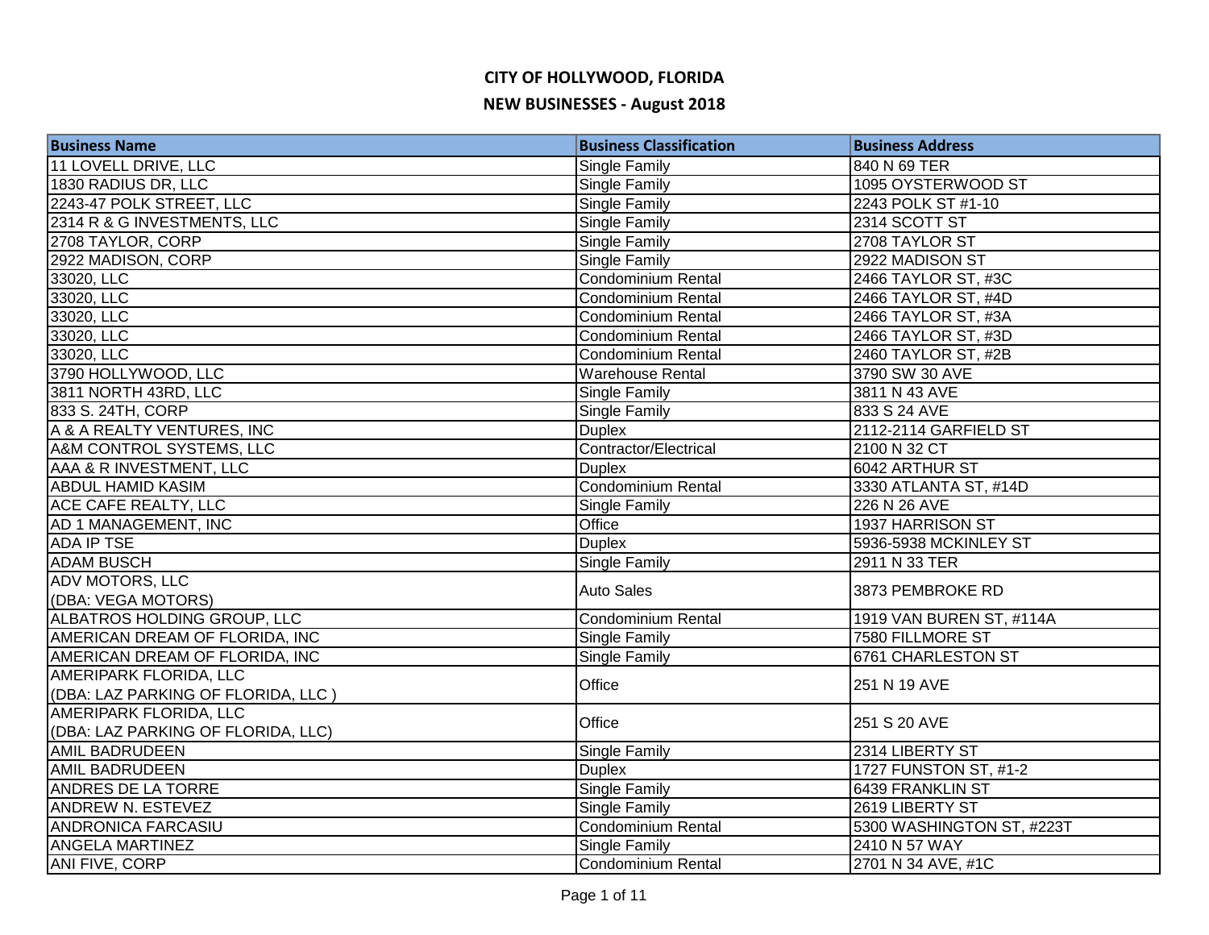# CITY OF HOLLYWOOD, FLORIDA

## NEW BUSINESSES - August 2018

| Business Name | Business Classification | Business Address |
|---|---|---|
| 11 LOVELL DRIVE, LLC | Single Family | 840 N 69 TER |
| 1830 RADIUS DR, LLC | Single Family | 1095 OYSTERWOOD ST |
| 2243-47 POLK STREET, LLC | Single Family | 2243 POLK ST #1-10 |
| 2314 R & G INVESTMENTS, LLC | Single Family | 2314 SCOTT ST |
| 2708 TAYLOR, CORP | Single Family | 2708 TAYLOR ST |
| 2922 MADISON, CORP | Single Family | 2922 MADISON ST |
| 33020, LLC | Condominium Rental | 2466 TAYLOR ST, #3C |
| 33020, LLC | Condominium Rental | 2466 TAYLOR ST, #4D |
| 33020, LLC | Condominium Rental | 2466 TAYLOR ST, #3A |
| 33020, LLC | Condominium Rental | 2466 TAYLOR ST, #3D |
| 33020, LLC | Condominium Rental | 2460 TAYLOR ST, #2B |
| 3790 HOLLYWOOD, LLC | Warehouse Rental | 3790 SW 30 AVE |
| 3811 NORTH 43RD, LLC | Single Family | 3811 N 43 AVE |
| 833 S. 24TH, CORP | Single Family | 833 S 24 AVE |
| A & A REALTY VENTURES, INC | Duplex | 2112-2114 GARFIELD ST |
| A&M CONTROL SYSTEMS, LLC | Contractor/Electrical | 2100 N 32 CT |
| AAA & R INVESTMENT, LLC | Duplex | 6042 ARTHUR ST |
| ABDUL HAMID KASIM | Condominium Rental | 3330 ATLANTA ST, #14D |
| ACE CAFE REALTY, LLC | Single Family | 226 N 26 AVE |
| AD 1 MANAGEMENT, INC | Office | 1937 HARRISON ST |
| ADA IP TSE | Duplex | 5936-5938 MCKINLEY ST |
| ADAM BUSCH | Single Family | 2911 N 33 TER |
| ADV MOTORS, LLC (DBA: VEGA MOTORS) | Auto Sales | 3873 PEMBROKE RD |
| ALBATROS HOLDING GROUP, LLC | Condominium Rental | 1919 VAN BUREN ST, #114A |
| AMERICAN DREAM OF FLORIDA, INC | Single Family | 7580 FILLMORE ST |
| AMERICAN DREAM OF FLORIDA, INC | Single Family | 6761 CHARLESTON ST |
| AMERIPARK FLORIDA, LLC (DBA: LAZ PARKING OF FLORIDA, LLC ) | Office | 251 N 19 AVE |
| AMERIPARK FLORIDA, LLC (DBA: LAZ PARKING OF FLORIDA, LLC) | Office | 251 S 20 AVE |
| AMIL BADRUDEEN | Single Family | 2314 LIBERTY ST |
| AMIL BADRUDEEN | Duplex | 1727 FUNSTON ST, #1-2 |
| ANDRES DE LA TORRE | Single Family | 6439 FRANKLIN ST |
| ANDREW N. ESTEVEZ | Single Family | 2619 LIBERTY ST |
| ANDRONICA FARCASIU | Condominium Rental | 5300 WASHINGTON ST, #223T |
| ANGELA MARTINEZ | Single Family | 2410 N 57 WAY |
| ANI FIVE, CORP | Condominium Rental | 2701 N 34 AVE, #1C |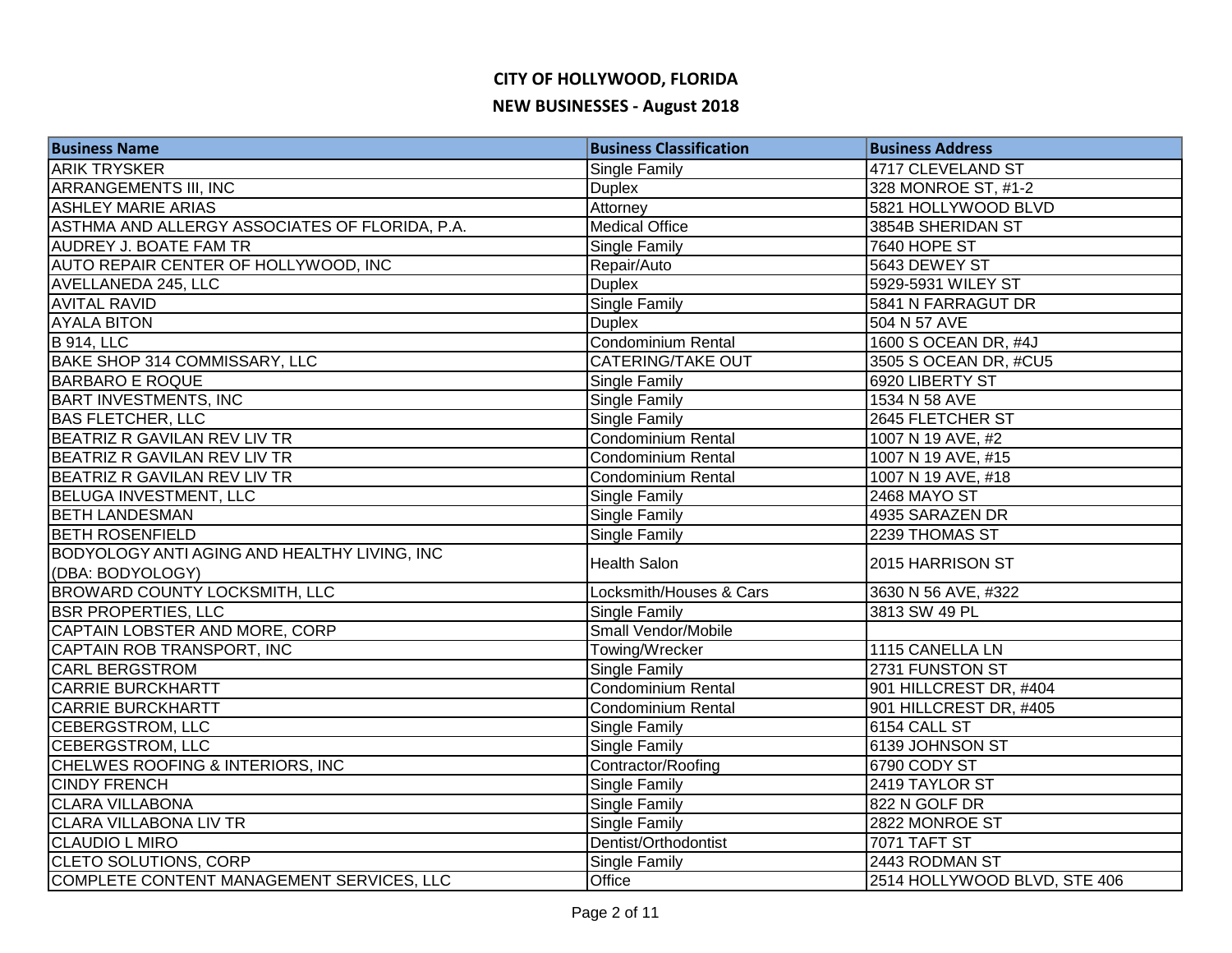# CITY OF HOLLYWOOD, FLORIDA

## NEW BUSINESSES - August 2018

| Business Name | Business Classification | Business Address |
|---|---|---|
| ARIK TRYSKER | Single Family | 4717 CLEVELAND ST |
| ARRANGEMENTS III, INC | Duplex | 328 MONROE ST, #1-2 |
| ASHLEY MARIE ARIAS | Attorney | 5821 HOLLYWOOD BLVD |
| ASTHMA AND ALLERGY ASSOCIATES OF FLORIDA, P.A. | Medical Office | 3854B SHERIDAN ST |
| AUDREY J. BOATE FAM TR | Single Family | 7640 HOPE ST |
| AUTO REPAIR CENTER OF HOLLYWOOD, INC | Repair/Auto | 5643 DEWEY ST |
| AVELLANEDA 245, LLC | Duplex | 5929-5931 WILEY ST |
| AVITAL RAVID | Single Family | 5841 N FARRAGUT DR |
| AYALA BITON | Duplex | 504 N 57 AVE |
| B 914, LLC | Condominium Rental | 1600 S OCEAN DR, #4J |
| BAKE SHOP 314 COMMISSARY, LLC | CATERING/TAKE OUT | 3505 S OCEAN DR, #CU5 |
| BARBARO E ROQUE | Single Family | 6920 LIBERTY ST |
| BART INVESTMENTS, INC | Single Family | 1534 N 58 AVE |
| BAS FLETCHER, LLC | Single Family | 2645 FLETCHER ST |
| BEATRIZ R GAVILAN REV LIV TR | Condominium Rental | 1007 N 19 AVE, #2 |
| BEATRIZ R GAVILAN REV LIV TR | Condominium Rental | 1007 N 19 AVE, #15 |
| BEATRIZ R GAVILAN REV LIV TR | Condominium Rental | 1007 N 19 AVE, #18 |
| BELUGA INVESTMENT, LLC | Single Family | 2468 MAYO ST |
| BETH LANDESMAN | Single Family | 4935 SARAZEN DR |
| BETH ROSENFIELD | Single Family | 2239 THOMAS ST |
| BODYOLOGY ANTI AGING AND HEALTHY LIVING, INC (DBA: BODYOLOGY) | Health Salon | 2015 HARRISON ST |
| BROWARD COUNTY LOCKSMITH, LLC | Locksmith/Houses & Cars | 3630 N 56 AVE, #322 |
| BSR PROPERTIES, LLC | Single Family | 3813 SW 49 PL |
| CAPTAIN LOBSTER AND MORE, CORP | Small Vendor/Mobile | |
| CAPTAIN ROB TRANSPORT, INC | Towing/Wrecker | 1115 CANELLA LN |
| CARL BERGSTROM | Single Family | 2731 FUNSTON ST |
| CARRIE BURCKHARTT | Condominium Rental | 901 HILLCREST DR, #404 |
| CARRIE BURCKHARTT | Condominium Rental | 901 HILLCREST DR, #405 |
| CEBERGSTROM, LLC | Single Family | 6154 CALL ST |
| CEBERGSTROM, LLC | Single Family | 6139 JOHNSON ST |
| CHELWES ROOFING & INTERIORS, INC | Contractor/Roofing | 6790 CODY ST |
| CINDY FRENCH | Single Family | 2419 TAYLOR ST |
| CLARA VILLABONA | Single Family | 822 N GOLF DR |
| CLARA VILLABONA LIV TR | Single Family | 2822 MONROE ST |
| CLAUDIO L MIRO | Dentist/Orthodontist | 7071 TAFT ST |
| CLETO SOLUTIONS, CORP | Single Family | 2443 RODMAN ST |
| COMPLETE CONTENT MANAGEMENT SERVICES, LLC | Office | 2514 HOLLYWOOD BLVD, STE 406 |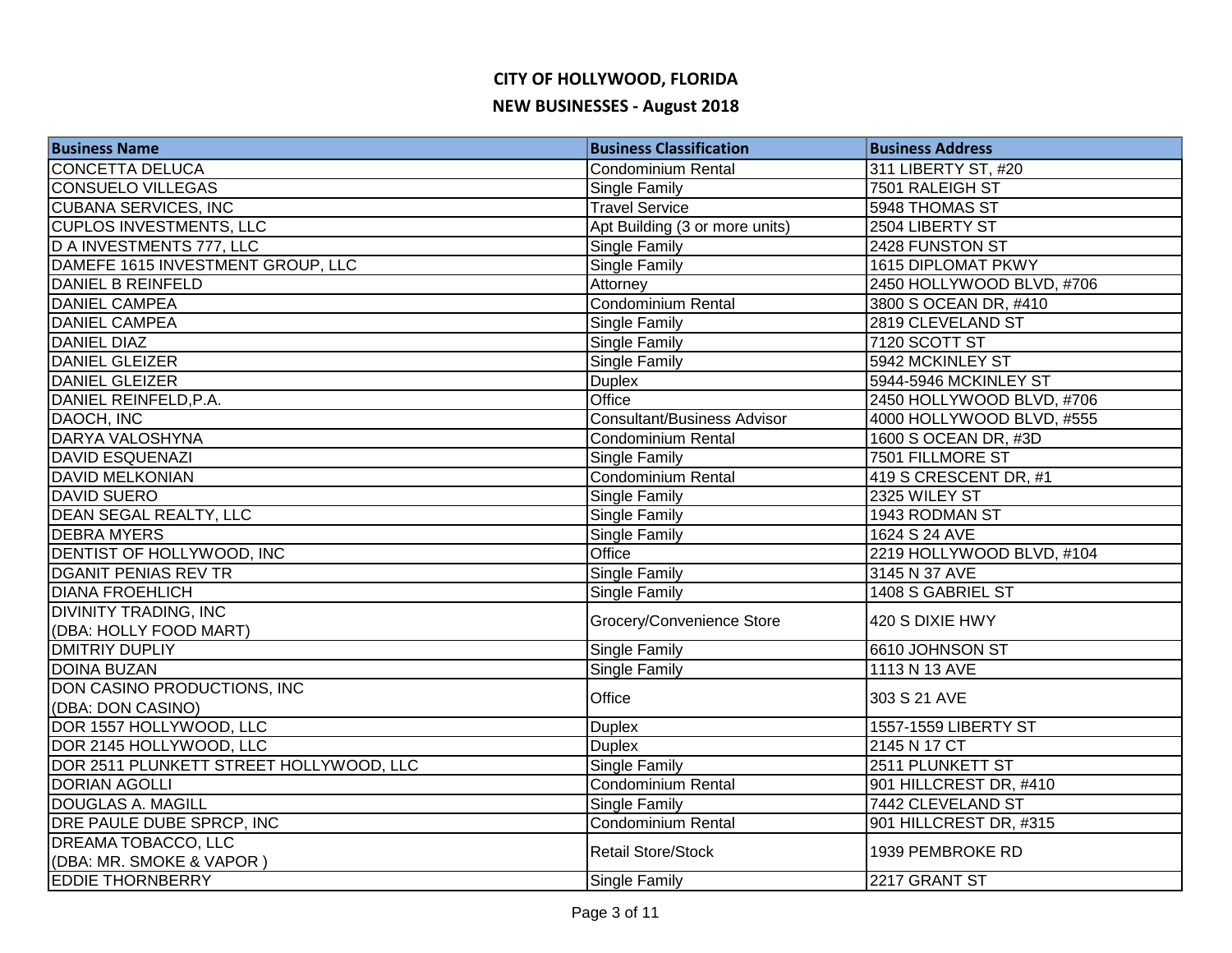# CITY OF HOLLYWOOD, FLORIDA

## NEW BUSINESSES - August 2018

| Business Name | Business Classification | Business Address |
|---|---|---|
| CONCETTA DELUCA | Condominium Rental | 311 LIBERTY ST, #20 |
| CONSUELO VILLEGAS | Single Family | 7501 RALEIGH ST |
| CUBANA SERVICES, INC | Travel Service | 5948 THOMAS ST |
| CUPLOS INVESTMENTS, LLC | Apt Building (3 or more units) | 2504 LIBERTY ST |
| D A INVESTMENTS 777, LLC | Single Family | 2428 FUNSTON ST |
| DAMEFE 1615 INVESTMENT GROUP, LLC | Single Family | 1615 DIPLOMAT PKWY |
| DANIEL B REINFELD | Attorney | 2450 HOLLYWOOD BLVD, #706 |
| DANIEL CAMPEA | Condominium Rental | 3800 S OCEAN DR, #410 |
| DANIEL CAMPEA | Single Family | 2819 CLEVELAND ST |
| DANIEL DIAZ | Single Family | 7120 SCOTT ST |
| DANIEL GLEIZER | Single Family | 5942 MCKINLEY ST |
| DANIEL GLEIZER | Duplex | 5944-5946 MCKINLEY ST |
| DANIEL REINFELD,P.A. | Office | 2450 HOLLYWOOD BLVD, #706 |
| DAOCH, INC | Consultant/Business Advisor | 4000 HOLLYWOOD BLVD, #555 |
| DARYA VALOSHYNA | Condominium Rental | 1600 S OCEAN DR, #3D |
| DAVID ESQUENAZI | Single Family | 7501 FILLMORE ST |
| DAVID MELKONIAN | Condominium Rental | 419 S CRESCENT DR, #1 |
| DAVID SUERO | Single Family | 2325 WILEY ST |
| DEAN SEGAL REALTY, LLC | Single Family | 1943 RODMAN ST |
| DEBRA MYERS | Single Family | 1624 S 24 AVE |
| DENTIST OF HOLLYWOOD, INC | Office | 2219 HOLLYWOOD BLVD, #104 |
| DGANIT PENIAS REV TR | Single Family | 3145 N 37 AVE |
| DIANA FROEHLICH | Single Family | 1408 S GABRIEL ST |
| DIVINITY TRADING, INC (DBA: HOLLY FOOD MART) | Grocery/Convenience Store | 420 S DIXIE HWY |
| DMITRIY DUPLIY | Single Family | 6610 JOHNSON ST |
| DOINA BUZAN | Single Family | 1113 N 13 AVE |
| DON CASINO PRODUCTIONS, INC (DBA: DON CASINO) | Office | 303 S 21 AVE |
| DOR 1557 HOLLYWOOD, LLC | Duplex | 1557-1559 LIBERTY ST |
| DOR 2145 HOLLYWOOD, LLC | Duplex | 2145 N 17 CT |
| DOR 2511 PLUNKETT STREET HOLLYWOOD, LLC | Single Family | 2511 PLUNKETT ST |
| DORIAN AGOLLI | Condominium Rental | 901 HILLCREST DR, #410 |
| DOUGLAS A. MAGILL | Single Family | 7442 CLEVELAND ST |
| DRE PAULE DUBE SPRCP, INC | Condominium Rental | 901 HILLCREST DR, #315 |
| DREAMA TOBACCO, LLC (DBA: MR. SMOKE & VAPOR ) | Retail Store/Stock | 1939 PEMBROKE RD |
| EDDIE THORNBERRY | Single Family | 2217 GRANT ST |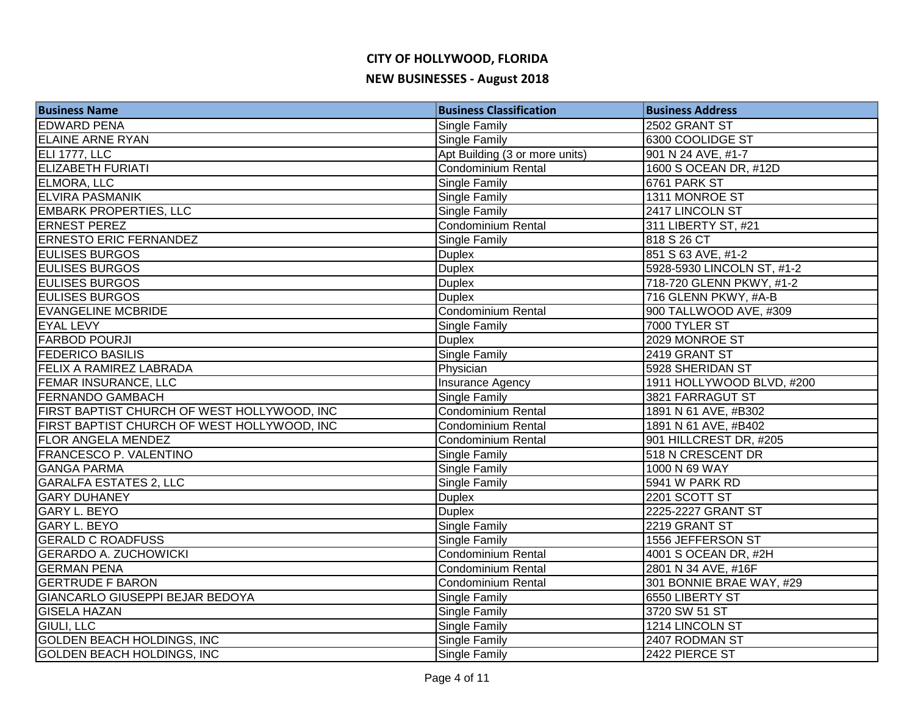# CITY OF HOLLYWOOD, FLORIDA

## NEW BUSINESSES - August 2018

| Business Name | Business Classification | Business Address |
| --- | --- | --- |
| EDWARD PENA | Single Family | 2502 GRANT ST |
| ELAINE ARNE RYAN | Single Family | 6300 COOLIDGE ST |
| ELI 1777, LLC | Apt Building (3 or more units) | 901 N 24 AVE, #1-7 |
| ELIZABETH FURIATI | Condominium Rental | 1600 S OCEAN DR, #12D |
| ELMORA, LLC | Single Family | 6761 PARK ST |
| ELVIRA PASMANIK | Single Family | 1311 MONROE ST |
| EMBARK PROPERTIES, LLC | Single Family | 2417 LINCOLN ST |
| ERNEST PEREZ | Condominium Rental | 311 LIBERTY ST, #21 |
| ERNESTO ERIC FERNANDEZ | Single Family | 818 S 26 CT |
| EULISES BURGOS | Duplex | 851 S 63 AVE, #1-2 |
| EULISES BURGOS | Duplex | 5928-5930 LINCOLN ST, #1-2 |
| EULISES BURGOS | Duplex | 718-720 GLENN PKWY, #1-2 |
| EULISES BURGOS | Duplex | 716 GLENN PKWY, #A-B |
| EVANGELINE MCBRIDE | Condominium Rental | 900 TALLWOOD AVE, #309 |
| EYAL LEVY | Single Family | 7000 TYLER ST |
| FARBOD POURJI | Duplex | 2029 MONROE ST |
| FEDERICO BASILIS | Single Family | 2419 GRANT ST |
| FELIX A RAMIREZ LABRADA | Physician | 5928 SHERIDAN ST |
| FEMAR INSURANCE, LLC | Insurance Agency | 1911 HOLLYWOOD BLVD, #200 |
| FERNANDO GAMBACH | Single Family | 3821 FARRAGUT ST |
| FIRST BAPTIST CHURCH OF WEST HOLLYWOOD, INC | Condominium Rental | 1891 N 61 AVE, #B302 |
| FIRST BAPTIST CHURCH OF WEST HOLLYWOOD, INC | Condominium Rental | 1891 N 61 AVE, #B402 |
| FLOR ANGELA MENDEZ | Condominium Rental | 901 HILLCREST DR, #205 |
| FRANCESCO P. VALENTINO | Single Family | 518 N CRESCENT DR |
| GANGA PARMA | Single Family | 1000 N 69 WAY |
| GARALFA ESTATES 2, LLC | Single Family | 5941 W PARK RD |
| GARY DUHANEY | Duplex | 2201 SCOTT ST |
| GARY L. BEYO | Duplex | 2225-2227 GRANT ST |
| GARY L. BEYO | Single Family | 2219 GRANT ST |
| GERALD C ROADFUSS | Single Family | 1556 JEFFERSON ST |
| GERARDO A. ZUCHOWICKI | Condominium Rental | 4001 S OCEAN DR, #2H |
| GERMAN PENA | Condominium Rental | 2801 N 34 AVE, #16F |
| GERTRUDE F BARON | Condominium Rental | 301 BONNIE BRAE WAY, #29 |
| GIANCARLO GIUSEPPI BEJAR BEDOYA | Single Family | 6550 LIBERTY ST |
| GISELA HAZAN | Single Family | 3720 SW 51 ST |
| GIULI, LLC | Single Family | 1214 LINCOLN ST |
| GOLDEN BEACH HOLDINGS, INC | Single Family | 2407 RODMAN ST |
| GOLDEN BEACH HOLDINGS, INC | Single Family | 2422 PIERCE ST |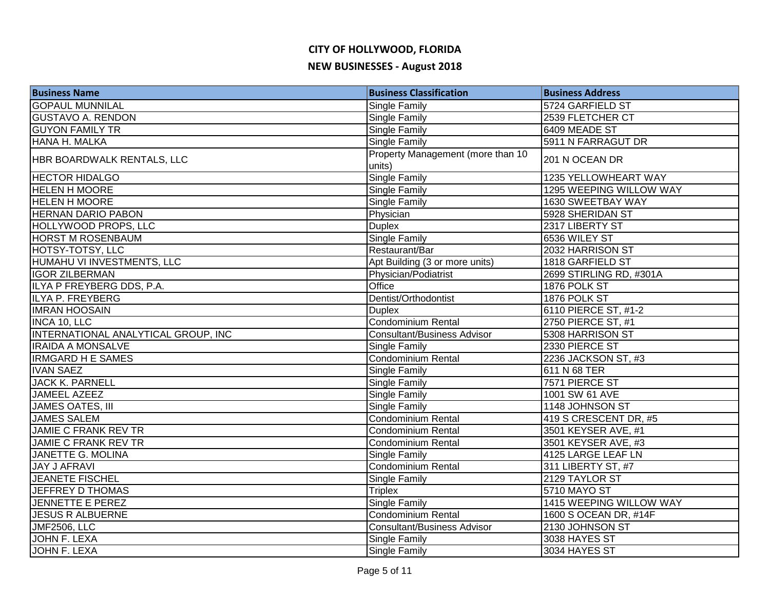# CITY OF HOLLYWOOD, FLORIDA

## NEW BUSINESSES - August 2018

| Business Name | Business Classification | Business Address |
|---|---|---|
| GOPAUL MUNNILAL | Single Family | 5724 GARFIELD ST |
| GUSTAVO A. RENDON | Single Family | 2539 FLETCHER CT |
| GUYON FAMILY TR | Single Family | 6409 MEADE ST |
| HANA H. MALKA | Single Family | 5911 N FARRAGUT DR |
| HBR BOARDWALK RENTALS, LLC | Property Management (more than 10 units) | 201 N OCEAN DR |
| HECTOR HIDALGO | Single Family | 1235 YELLOWHEART WAY |
| HELEN H MOORE | Single Family | 1295 WEEPING WILLOW WAY |
| HELEN H MOORE | Single Family | 1630 SWEETBAY WAY |
| HERNAN DARIO PABON | Physician | 5928 SHERIDAN ST |
| HOLLYWOOD PROPS, LLC | Duplex | 2317 LIBERTY ST |
| HORST M ROSENBAUM | Single Family | 6536 WILEY ST |
| HOTSY-TOTSY, LLC | Restaurant/Bar | 2032 HARRISON ST |
| HUMAHU VI INVESTMENTS, LLC | Apt Building (3 or more units) | 1818 GARFIELD ST |
| IGOR ZILBERMAN | Physician/Podiatrist | 2699 STIRLING RD, #301A |
| ILYA P FREYBERG DDS, P.A. | Office | 1876 POLK ST |
| ILYA P. FREYBERG | Dentist/Orthodontist | 1876 POLK ST |
| IMRAN HOOSAIN | Duplex | 6110 PIERCE ST, #1-2 |
| INCA 10, LLC | Condominium Rental | 2750 PIERCE ST, #1 |
| INTERNATIONAL ANALYTICAL GROUP, INC | Consultant/Business Advisor | 5308 HARRISON ST |
| IRAIDA A MONSALVE | Single Family | 2330 PIERCE ST |
| IRMGARD H E SAMES | Condominium Rental | 2236 JACKSON ST, #3 |
| IVAN SAEZ | Single Family | 611 N 68 TER |
| JACK K. PARNELL | Single Family | 7571 PIERCE ST |
| JAMEEL AZEEZ | Single Family | 1001 SW 61 AVE |
| JAMES OATES, III | Single Family | 1148 JOHNSON ST |
| JAMES SALEM | Condominium Rental | 419 S CRESCENT DR, #5 |
| JAMIE C FRANK REV TR | Condominium Rental | 3501 KEYSER AVE, #1 |
| JAMIE C FRANK REV TR | Condominium Rental | 3501 KEYSER AVE, #3 |
| JANETTE G. MOLINA | Single Family | 4125 LARGE LEAF LN |
| JAY J AFRAVI | Condominium Rental | 311 LIBERTY ST, #7 |
| JEANETE FISCHEL | Single Family | 2129 TAYLOR ST |
| JEFFREY D THOMAS | Triplex | 5710 MAYO ST |
| JENNETTE E PEREZ | Single Family | 1415 WEEPING WILLOW WAY |
| JESUS R ALBUERNE | Condominium Rental | 1600 S OCEAN DR, #14F |
| JMF2506, LLC | Consultant/Business Advisor | 2130 JOHNSON ST |
| JOHN F. LEXA | Single Family | 3038 HAYES ST |
| JOHN F. LEXA | Single Family | 3034 HAYES ST |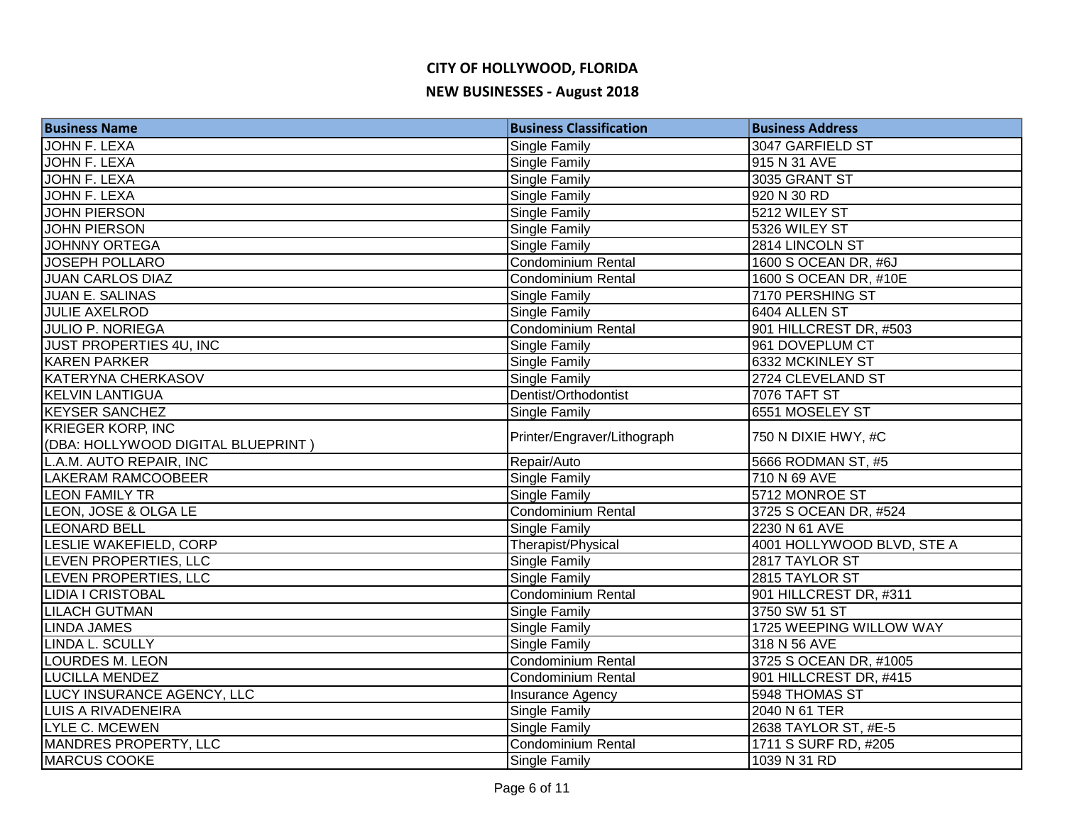# CITY OF HOLLYWOOD, FLORIDA

## NEW BUSINESSES - August 2018

| Business Name | Business Classification | Business Address |
|---|---|---|
| JOHN F. LEXA | Single Family | 3047 GARFIELD ST |
| JOHN F. LEXA | Single Family | 915 N 31 AVE |
| JOHN F. LEXA | Single Family | 3035 GRANT ST |
| JOHN F. LEXA | Single Family | 920 N 30 RD |
| JOHN PIERSON | Single Family | 5212 WILEY ST |
| JOHN PIERSON | Single Family | 5326 WILEY ST |
| JOHNNY ORTEGA | Single Family | 2814 LINCOLN ST |
| JOSEPH POLLARO | Condominium Rental | 1600 S OCEAN DR, #6J |
| JUAN CARLOS DIAZ | Condominium Rental | 1600 S OCEAN DR, #10E |
| JUAN E. SALINAS | Single Family | 7170 PERSHING ST |
| JULIE AXELROD | Single Family | 6404 ALLEN ST |
| JULIO P. NORIEGA | Condominium Rental | 901 HILLCREST DR, #503 |
| JUST PROPERTIES 4U, INC | Single Family | 961 DOVEPLUM CT |
| KAREN PARKER | Single Family | 6332 MCKINLEY ST |
| KATERYNA CHERKASOV | Single Family | 2724 CLEVELAND ST |
| KELVIN LANTIGUA | Dentist/Orthodontist | 7076 TAFT ST |
| KEYSER SANCHEZ | Single Family | 6551 MOSELEY ST |
| KRIEGER KORP, INC (DBA: HOLLYWOOD DIGITAL BLUEPRINT ) | Printer/Engraver/Lithograph | 750 N DIXIE HWY, #C |
| L.A.M. AUTO REPAIR, INC | Repair/Auto | 5666 RODMAN ST, #5 |
| LAKERAM RAMCOOBEER | Single Family | 710 N 69 AVE |
| LEON FAMILY TR | Single Family | 5712 MONROE ST |
| LEON, JOSE & OLGA LE | Condominium Rental | 3725 S OCEAN DR, #524 |
| LEONARD BELL | Single Family | 2230 N 61 AVE |
| LESLIE WAKEFIELD, CORP | Therapist/Physical | 4001 HOLLYWOOD BLVD, STE A |
| LEVEN PROPERTIES, LLC | Single Family | 2817 TAYLOR ST |
| LEVEN PROPERTIES, LLC | Single Family | 2815 TAYLOR ST |
| LIDIA I CRISTOBAL | Condominium Rental | 901 HILLCREST DR, #311 |
| LILACH GUTMAN | Single Family | 3750 SW 51 ST |
| LINDA JAMES | Single Family | 1725 WEEPING WILLOW WAY |
| LINDA L. SCULLY | Single Family | 318 N 56 AVE |
| LOURDES M. LEON | Condominium Rental | 3725 S OCEAN DR, #1005 |
| LUCILLA MENDEZ | Condominium Rental | 901 HILLCREST DR, #415 |
| LUCY INSURANCE AGENCY, LLC | Insurance Agency | 5948 THOMAS ST |
| LUIS A RIVADENEIRA | Single Family | 2040 N 61 TER |
| LYLE C. MCEWEN | Single Family | 2638 TAYLOR ST, #E-5 |
| MANDRES PROPERTY, LLC | Condominium Rental | 1711 S SURF RD, #205 |
| MARCUS COOKE | Single Family | 1039 N 31 RD |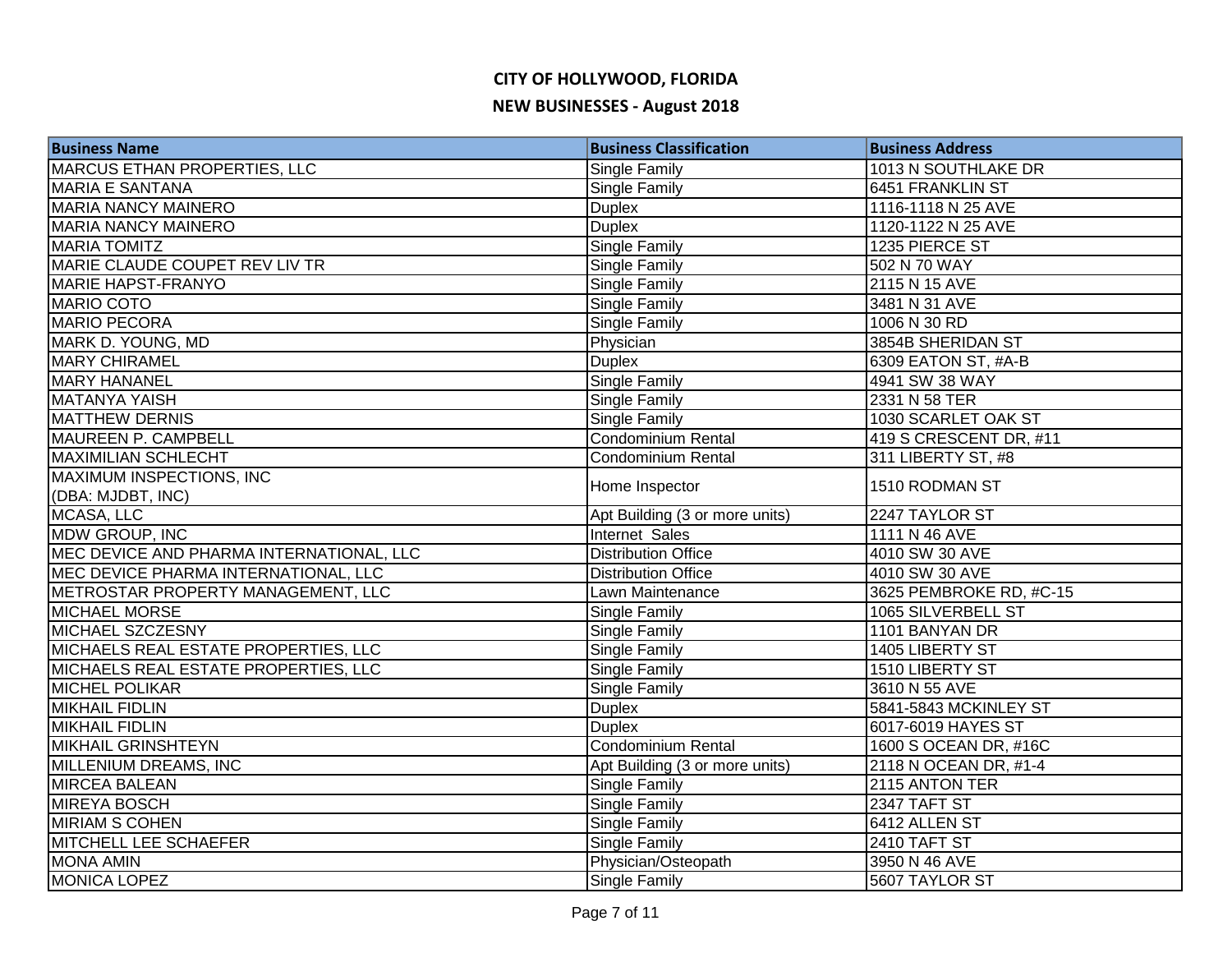# CITY OF HOLLYWOOD, FLORIDA

## NEW BUSINESSES - August 2018

| Business Name | Business Classification | Business Address |
|---|---|---|
| MARCUS ETHAN PROPERTIES, LLC | Single Family | 1013 N SOUTHLAKE DR |
| MARIA E SANTANA | Single Family | 6451 FRANKLIN ST |
| MARIA NANCY MAINERO | Duplex | 1116-1118 N 25 AVE |
| MARIA NANCY MAINERO | Duplex | 1120-1122 N 25 AVE |
| MARIA TOMITZ | Single Family | 1235 PIERCE ST |
| MARIE CLAUDE COUPET REV LIV TR | Single Family | 502 N 70 WAY |
| MARIE HAPST-FRANYO | Single Family | 2115 N 15 AVE |
| MARIO COTO | Single Family | 3481 N 31 AVE |
| MARIO PECORA | Single Family | 1006 N 30 RD |
| MARK D. YOUNG, MD | Physician | 3854B SHERIDAN ST |
| MARY CHIRAMEL | Duplex | 6309 EATON ST, #A-B |
| MARY HANANEL | Single Family | 4941 SW 38 WAY |
| MATANYA YAISH | Single Family | 2331 N 58 TER |
| MATTHEW DERNIS | Single Family | 1030 SCARLET OAK ST |
| MAUREEN P. CAMPBELL | Condominium Rental | 419 S CRESCENT DR, #11 |
| MAXIMILIAN SCHLECHT | Condominium Rental | 311 LIBERTY ST, #8 |
| MAXIMUM INSPECTIONS, INC (DBA: MJDBT, INC) | Home Inspector | 1510 RODMAN ST |
| MCASA, LLC | Apt Building (3 or more units) | 2247 TAYLOR ST |
| MDW GROUP, INC | Internet Sales | 1111 N 46 AVE |
| MEC DEVICE AND PHARMA INTERNATIONAL, LLC | Distribution Office | 4010 SW 30 AVE |
| MEC DEVICE PHARMA INTERNATIONAL, LLC | Distribution Office | 4010 SW 30 AVE |
| METROSTAR PROPERTY MANAGEMENT, LLC | Lawn Maintenance | 3625 PEMBROKE RD, #C-15 |
| MICHAEL MORSE | Single Family | 1065 SILVERBELL ST |
| MICHAEL SZCZESNY | Single Family | 1101 BANYAN DR |
| MICHAELS REAL ESTATE PROPERTIES, LLC | Single Family | 1405 LIBERTY ST |
| MICHAELS REAL ESTATE PROPERTIES, LLC | Single Family | 1510 LIBERTY ST |
| MICHEL POLIKAR | Single Family | 3610 N 55 AVE |
| MIKHAIL FIDLIN | Duplex | 5841-5843 MCKINLEY ST |
| MIKHAIL FIDLIN | Duplex | 6017-6019 HAYES ST |
| MIKHAIL GRINSHTEYN | Condominium Rental | 1600 S OCEAN DR, #16C |
| MILLENIUM DREAMS, INC | Apt Building (3 or more units) | 2118 N OCEAN DR, #1-4 |
| MIRCEA BALEAN | Single Family | 2115 ANTON TER |
| MIREYA BOSCH | Single Family | 2347 TAFT ST |
| MIRIAM S COHEN | Single Family | 6412 ALLEN ST |
| MITCHELL LEE SCHAEFER | Single Family | 2410 TAFT ST |
| MONA AMIN | Physician/Osteopath | 3950 N 46 AVE |
| MONICA LOPEZ | Single Family | 5607 TAYLOR ST |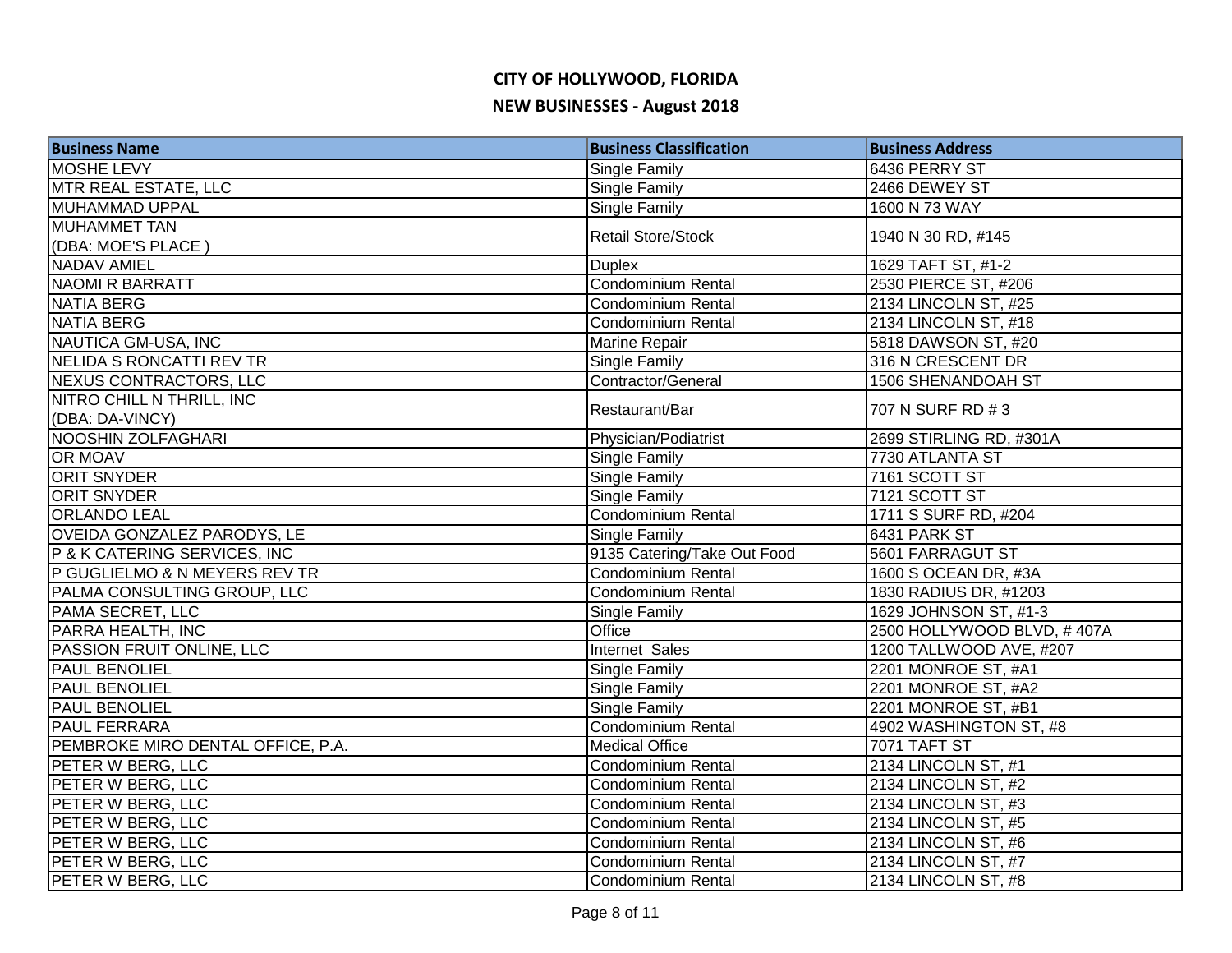# CITY OF HOLLYWOOD, FLORIDA

## NEW BUSINESSES - August 2018

| Business Name | Business Classification | Business Address |
|---|---|---|
| MOSHE LEVY | Single Family | 6436 PERRY ST |
| MTR REAL ESTATE, LLC | Single Family | 2466 DEWEY ST |
| MUHAMMAD UPPAL | Single Family | 1600 N 73 WAY |
| MUHAMMET TAN (DBA: MOE'S PLACE ) | Retail Store/Stock | 1940 N 30 RD, #145 |
| NADAV AMIEL | Duplex | 1629 TAFT ST, #1-2 |
| NAOMI R BARRATT | Condominium Rental | 2530 PIERCE ST, #206 |
| NATIA BERG | Condominium Rental | 2134 LINCOLN ST, #25 |
| NATIA BERG | Condominium Rental | 2134 LINCOLN ST, #18 |
| NAUTICA GM-USA, INC | Marine Repair | 5818 DAWSON ST, #20 |
| NELIDA S RONCATTI REV TR | Single Family | 316 N CRESCENT DR |
| NEXUS CONTRACTORS, LLC | Contractor/General | 1506 SHENANDOAH ST |
| NITRO CHILL N THRILL, INC (DBA: DA-VINCY) | Restaurant/Bar | 707 N SURF RD # 3 |
| NOOSHIN ZOLFAGHARI | Physician/Podiatrist | 2699 STIRLING RD, #301A |
| OR MOAV | Single Family | 7730 ATLANTA ST |
| ORIT SNYDER | Single Family | 7161 SCOTT ST |
| ORIT SNYDER | Single Family | 7121 SCOTT ST |
| ORLANDO LEAL | Condominium Rental | 1711 S SURF RD, #204 |
| OVEIDA GONZALEZ PARODYS, LE | Single Family | 6431 PARK ST |
| P & K CATERING SERVICES, INC | 9135 Catering/Take Out Food | 5601 FARRAGUT ST |
| P GUGLIELMO & N MEYERS REV TR | Condominium Rental | 1600 S OCEAN DR, #3A |
| PALMA CONSULTING GROUP, LLC | Condominium Rental | 1830 RADIUS DR, #1203 |
| PAMA SECRET, LLC | Single Family | 1629 JOHNSON ST, #1-3 |
| PARRA HEALTH, INC | Office | 2500 HOLLYWOOD BLVD, # 407A |
| PASSION FRUIT ONLINE, LLC | Internet Sales | 1200 TALLWOOD AVE, #207 |
| PAUL BENOLIEL | Single Family | 2201 MONROE ST, #A1 |
| PAUL BENOLIEL | Single Family | 2201 MONROE ST, #A2 |
| PAUL BENOLIEL | Single Family | 2201 MONROE ST, #B1 |
| PAUL FERRARA | Condominium Rental | 4902 WASHINGTON ST, #8 |
| PEMBROKE MIRO DENTAL OFFICE, P.A. | Medical Office | 7071 TAFT ST |
| PETER W BERG, LLC | Condominium Rental | 2134 LINCOLN ST, #1 |
| PETER W BERG, LLC | Condominium Rental | 2134 LINCOLN ST, #2 |
| PETER W BERG, LLC | Condominium Rental | 2134 LINCOLN ST, #3 |
| PETER W BERG, LLC | Condominium Rental | 2134 LINCOLN ST, #5 |
| PETER W BERG, LLC | Condominium Rental | 2134 LINCOLN ST, #6 |
| PETER W BERG, LLC | Condominium Rental | 2134 LINCOLN ST, #7 |
| PETER W BERG, LLC | Condominium Rental | 2134 LINCOLN ST, #8 |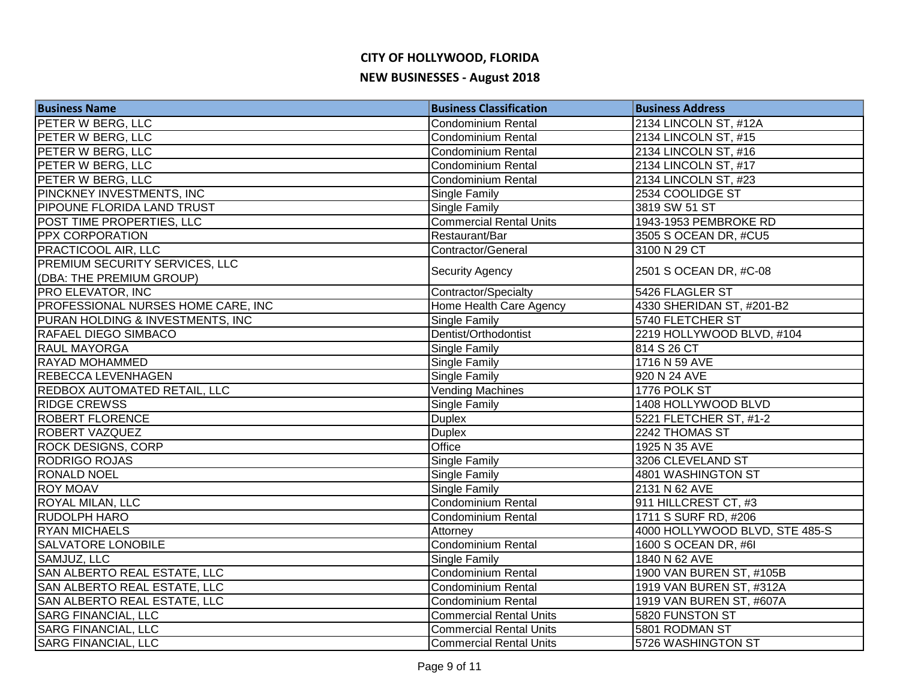# CITY OF HOLLYWOOD, FLORIDA

## NEW BUSINESSES - August 2018

| Business Name | Business Classification | Business Address |
|---|---|---|
| PETER W BERG, LLC | Condominium Rental | 2134 LINCOLN ST, #12A |
| PETER W BERG, LLC | Condominium Rental | 2134 LINCOLN ST, #15 |
| PETER W BERG, LLC | Condominium Rental | 2134 LINCOLN ST, #16 |
| PETER W BERG, LLC | Condominium Rental | 2134 LINCOLN ST, #17 |
| PETER W BERG, LLC | Condominium Rental | 2134 LINCOLN ST, #23 |
| PINCKNEY INVESTMENTS, INC | Single Family | 2534 COOLIDGE ST |
| PIPOUNE FLORIDA LAND TRUST | Single Family | 3819 SW 51 ST |
| POST TIME PROPERTIES, LLC | Commercial Rental Units | 1943-1953 PEMBROKE RD |
| PPX CORPORATION | Restaurant/Bar | 3505 S OCEAN DR, #CU5 |
| PRACTICOOL AIR, LLC | Contractor/General | 3100 N 29 CT |
| PREMIUM SECURITY SERVICES, LLC (DBA: THE PREMIUM GROUP) | Security Agency | 2501 S OCEAN DR, #C-08 |
| PRO ELEVATOR, INC | Contractor/Specialty | 5426 FLAGLER ST |
| PROFESSIONAL NURSES HOME CARE, INC | Home Health Care Agency | 4330 SHERIDAN ST, #201-B2 |
| PURAN HOLDING & INVESTMENTS, INC | Single Family | 5740 FLETCHER ST |
| RAFAEL DIEGO SIMBACO | Dentist/Orthodontist | 2219 HOLLYWOOD BLVD, #104 |
| RAUL MAYORGA | Single Family | 814 S 26 CT |
| RAYAD MOHAMMED | Single Family | 1716 N 59 AVE |
| REBECCA LEVENHAGEN | Single Family | 920 N 24 AVE |
| REDBOX AUTOMATED RETAIL, LLC | Vending Machines | 1776 POLK ST |
| RIDGE CREWSS | Single Family | 1408 HOLLYWOOD BLVD |
| ROBERT FLORENCE | Duplex | 5221 FLETCHER ST, #1-2 |
| ROBERT VAZQUEZ | Duplex | 2242 THOMAS ST |
| ROCK DESIGNS, CORP | Office | 1925 N 35 AVE |
| RODRIGO ROJAS | Single Family | 3206 CLEVELAND ST |
| RONALD NOEL | Single Family | 4801 WASHINGTON ST |
| ROY MOAV | Single Family | 2131 N 62 AVE |
| ROYAL MILAN, LLC | Condominium Rental | 911 HILLCREST CT, #3 |
| RUDOLPH HARO | Condominium Rental | 1711 S SURF RD, #206 |
| RYAN MICHAELS | Attorney | 4000 HOLLYWOOD BLVD, STE 485-S |
| SALVATORE LONOBILE | Condominium Rental | 1600 S OCEAN DR, #6I |
| SAMJUZ, LLC | Single Family | 1840 N 62 AVE |
| SAN ALBERTO REAL ESTATE, LLC | Condominium Rental | 1900 VAN BUREN ST, #105B |
| SAN ALBERTO REAL ESTATE, LLC | Condominium Rental | 1919 VAN BUREN ST, #312A |
| SAN ALBERTO REAL ESTATE, LLC | Condominium Rental | 1919 VAN BUREN ST, #607A |
| SARG FINANCIAL, LLC | Commercial Rental Units | 5820 FUNSTON ST |
| SARG FINANCIAL, LLC | Commercial Rental Units | 5801 RODMAN ST |
| SARG FINANCIAL, LLC | Commercial Rental Units | 5726 WASHINGTON ST |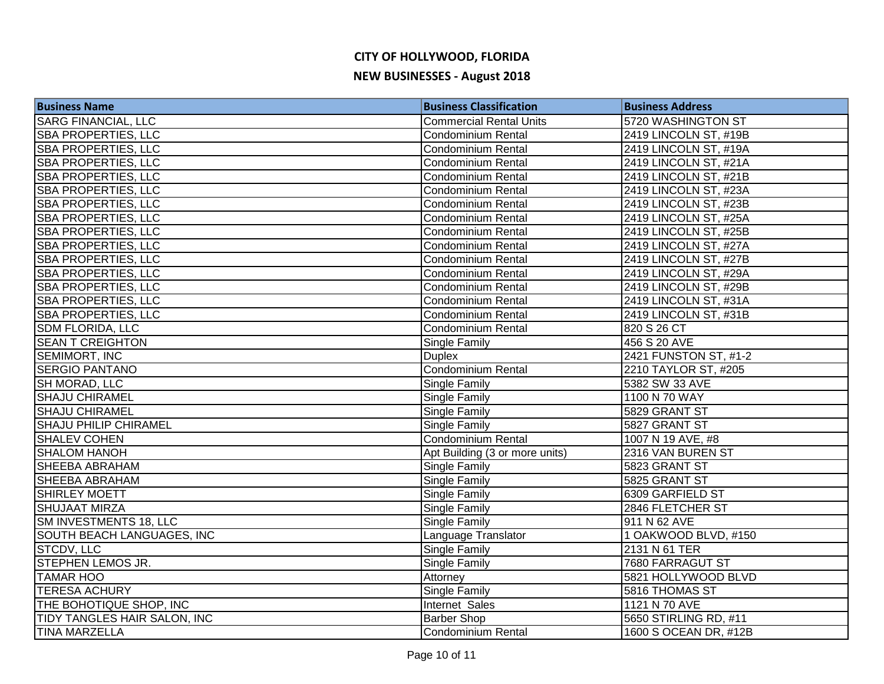# CITY OF HOLLYWOOD, FLORIDA

## NEW BUSINESSES - August 2018

| Business Name | Business Classification | Business Address |
|---|---|---|
| SARG FINANCIAL, LLC | Commercial Rental Units | 5720 WASHINGTON ST |
| SBA PROPERTIES, LLC | Condominium Rental | 2419 LINCOLN ST, #19B |
| SBA PROPERTIES, LLC | Condominium Rental | 2419 LINCOLN ST, #19A |
| SBA PROPERTIES, LLC | Condominium Rental | 2419 LINCOLN ST, #21A |
| SBA PROPERTIES, LLC | Condominium Rental | 2419 LINCOLN ST, #21B |
| SBA PROPERTIES, LLC | Condominium Rental | 2419 LINCOLN ST, #23A |
| SBA PROPERTIES, LLC | Condominium Rental | 2419 LINCOLN ST, #23B |
| SBA PROPERTIES, LLC | Condominium Rental | 2419 LINCOLN ST, #25A |
| SBA PROPERTIES, LLC | Condominium Rental | 2419 LINCOLN ST, #25B |
| SBA PROPERTIES, LLC | Condominium Rental | 2419 LINCOLN ST, #27A |
| SBA PROPERTIES, LLC | Condominium Rental | 2419 LINCOLN ST, #27B |
| SBA PROPERTIES, LLC | Condominium Rental | 2419 LINCOLN ST, #29A |
| SBA PROPERTIES, LLC | Condominium Rental | 2419 LINCOLN ST, #29B |
| SBA PROPERTIES, LLC | Condominium Rental | 2419 LINCOLN ST, #31A |
| SBA PROPERTIES, LLC | Condominium Rental | 2419 LINCOLN ST, #31B |
| SDM FLORIDA, LLC | Condominium Rental | 820 S 26 CT |
| SEAN T CREIGHTON | Single Family | 456 S 20 AVE |
| SEMIMORT, INC | Duplex | 2421 FUNSTON ST, #1-2 |
| SERGIO PANTANO | Condominium Rental | 2210 TAYLOR ST, #205 |
| SH MORAD, LLC | Single Family | 5382 SW 33 AVE |
| SHAJU CHIRAMEL | Single Family | 1100 N 70 WAY |
| SHAJU CHIRAMEL | Single Family | 5829 GRANT ST |
| SHAJU PHILIP CHIRAMEL | Single Family | 5827 GRANT ST |
| SHALEV COHEN | Condominium Rental | 1007 N 19 AVE, #8 |
| SHALOM HANOH | Apt Building (3 or more units) | 2316 VAN BUREN ST |
| SHEEBA ABRAHAM | Single Family | 5823 GRANT ST |
| SHEEBA ABRAHAM | Single Family | 5825 GRANT ST |
| SHIRLEY MOETT | Single Family | 6309 GARFIELD ST |
| SHUJAAT MIRZA | Single Family | 2846 FLETCHER ST |
| SM INVESTMENTS 18, LLC | Single Family | 911 N 62 AVE |
| SOUTH BEACH LANGUAGES, INC | Language Translator | 1 OAKWOOD BLVD, #150 |
| STCDV, LLC | Single Family | 2131 N 61 TER |
| STEPHEN LEMOS JR. | Single Family | 7680 FARRAGUT ST |
| TAMAR HOO | Attorney | 5821 HOLLYWOOD BLVD |
| TERESA ACHURY | Single Family | 5816 THOMAS ST |
| THE BOHOTIQUE SHOP, INC | Internet Sales | 1121 N 70 AVE |
| TIDY TANGLES HAIR SALON, INC | Barber Shop | 5650 STIRLING RD, #11 |
| TINA MARZELLA | Condominium Rental | 1600 S OCEAN DR, #12B |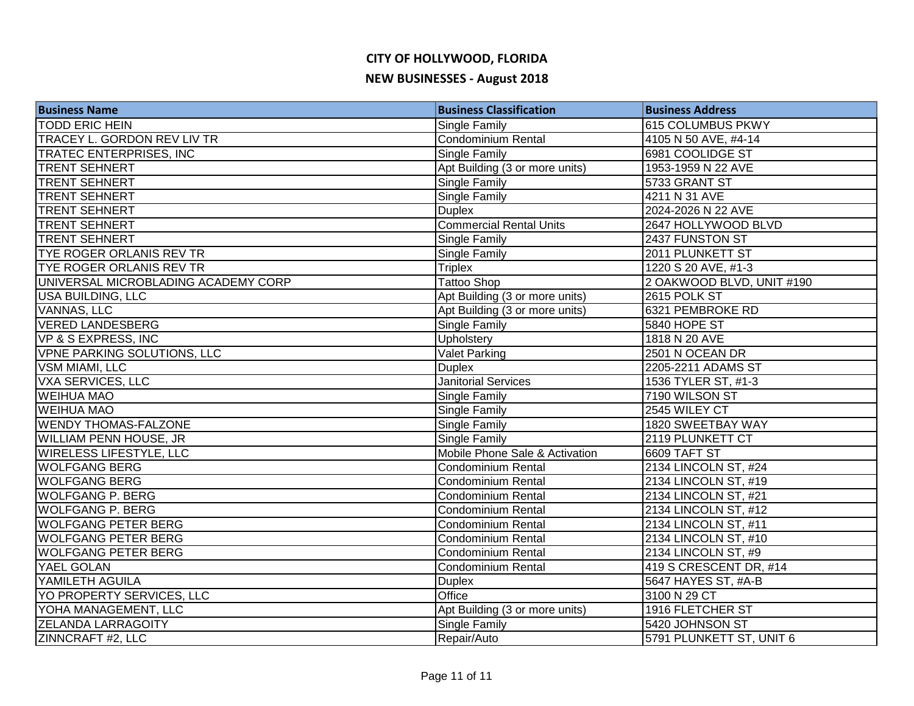# CITY OF HOLLYWOOD, FLORIDA

## NEW BUSINESSES - August 2018

| Business Name | Business Classification | Business Address |
|---|---|---|
| TODD ERIC HEIN | Single Family | 615 COLUMBUS PKWY |
| TRACEY L. GORDON REV LIV TR | Condominium Rental | 4105 N 50 AVE, #4-14 |
| TRATEC ENTERPRISES, INC | Single Family | 6981 COOLIDGE ST |
| TRENT SEHNERT | Apt Building (3 or more units) | 1953-1959 N 22 AVE |
| TRENT SEHNERT | Single Family | 5733 GRANT ST |
| TRENT SEHNERT | Single Family | 4211 N 31 AVE |
| TRENT SEHNERT | Duplex | 2024-2026 N 22 AVE |
| TRENT SEHNERT | Commercial Rental Units | 2647 HOLLYWOOD BLVD |
| TRENT SEHNERT | Single Family | 2437 FUNSTON ST |
| TYE ROGER ORLANIS REV TR | Single Family | 2011 PLUNKETT ST |
| TYE ROGER ORLANIS REV TR | Triplex | 1220 S 20 AVE, #1-3 |
| UNIVERSAL MICROBLADING ACADEMY CORP | Tattoo Shop | 2 OAKWOOD BLVD, UNIT #190 |
| USA BUILDING, LLC | Apt Building (3 or more units) | 2615 POLK ST |
| VANNAS, LLC | Apt Building (3 or more units) | 6321 PEMBROKE RD |
| VERED LANDESBERG | Single Family | 5840 HOPE ST |
| VP & S EXPRESS, INC | Upholstery | 1818 N 20 AVE |
| VPNE PARKING SOLUTIONS, LLC | Valet Parking | 2501 N OCEAN DR |
| VSM MIAMI, LLC | Duplex | 2205-2211 ADAMS ST |
| VXA SERVICES, LLC | Janitorial Services | 1536 TYLER ST, #1-3 |
| WEIHUA MAO | Single Family | 7190 WILSON ST |
| WEIHUA MAO | Single Family | 2545 WILEY CT |
| WENDY THOMAS-FALZONE | Single Family | 1820 SWEETBAY WAY |
| WILLIAM PENN HOUSE, JR | Single Family | 2119 PLUNKETT CT |
| WIRELESS LIFESTYLE, LLC | Mobile Phone Sale & Activation | 6609 TAFT ST |
| WOLFGANG BERG | Condominium Rental | 2134 LINCOLN ST, #24 |
| WOLFGANG BERG | Condominium Rental | 2134 LINCOLN ST, #19 |
| WOLFGANG P. BERG | Condominium Rental | 2134 LINCOLN ST, #21 |
| WOLFGANG P. BERG | Condominium Rental | 2134 LINCOLN ST, #12 |
| WOLFGANG PETER BERG | Condominium Rental | 2134 LINCOLN ST, #11 |
| WOLFGANG PETER BERG | Condominium Rental | 2134 LINCOLN ST, #10 |
| WOLFGANG PETER BERG | Condominium Rental | 2134 LINCOLN ST, #9 |
| YAEL GOLAN | Condominium Rental | 419 S CRESCENT DR, #14 |
| YAMILETH AGUILA | Duplex | 5647 HAYES ST, #A-B |
| YO PROPERTY SERVICES, LLC | Office | 3100 N 29 CT |
| YOHA MANAGEMENT, LLC | Apt Building (3 or more units) | 1916 FLETCHER ST |
| ZELANDA LARRAGOITY | Single Family | 5420 JOHNSON ST |
| ZINNCRAFT #2, LLC | Repair/Auto | 5791 PLUNKETT ST, UNIT 6 |